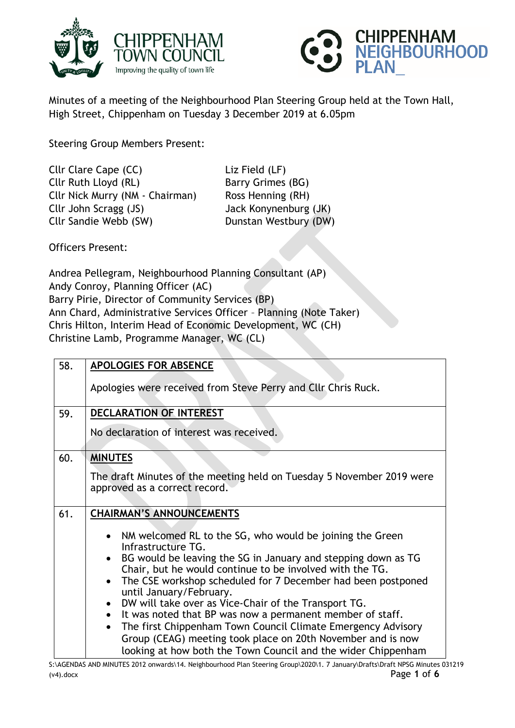Minutes of a meeting of the Neighbourhood Plan Steering Group held at the Town Hall, High Street, Chippenham on Tuesday 3 December 2019 at 6.05pm

Steering Group Members Present:

Cllr Clare Cape (CC)
Cllr Ruth Lloyd (RL)
Cllr Nick Murry (NM - Chairman)
Cllr John Scragg (JS)
Cllr Sandie Webb (SW)
Liz Field (LF)
Barry Grimes (BG)
Ross Henning (RH)
Jack Konynenburg (JK)
Dunstan Westbury (DW)

Officers Present:

Andrea Pellegram, Neighbourhood Planning Consultant (AP)
Andy Conroy, Planning Officer (AC)
Barry Pirie, Director of Community Services (BP)
Ann Chard, Administrative Services Officer – Planning (Note Taker)
Chris Hilton, Interim Head of Economic Development, WC (CH)
Christine Lamb, Programme Manager, WC (CL)

| | |
|---|---|
| 58. | **APOLOGIES FOR ABSENCE**<br><br>Apologies were received from Steve Perry and Cllr Chris Ruck. |
| 59. | **DECLARATION OF INTEREST**<br><br>No declaration of interest was received. |
| 60. | **MINUTES**<br><br>The draft Minutes of the meeting held on Tuesday 5 November 2019 were approved as a correct record. |
| 61. | **CHAIRMAN'S ANNOUNCEMENTS**<br><br>• NM welcomed RL to the SG, who would be joining the Green Infrastructure TG.<br>• BG would be leaving the SG in January and stepping down as TG Chair, but he would continue to be involved with the TG.<br>• The CSE workshop scheduled for 7 December had been postponed until January/February.<br>• DW will take over as Vice-Chair of the Transport TG.<br>• It was noted that BP was now a permanent member of staff.<br>• The first Chippenham Town Council Climate Emergency Advisory Group (CEAG) meeting took place on 20th November and is now looking at how both the Town Council and the wider Chippenham |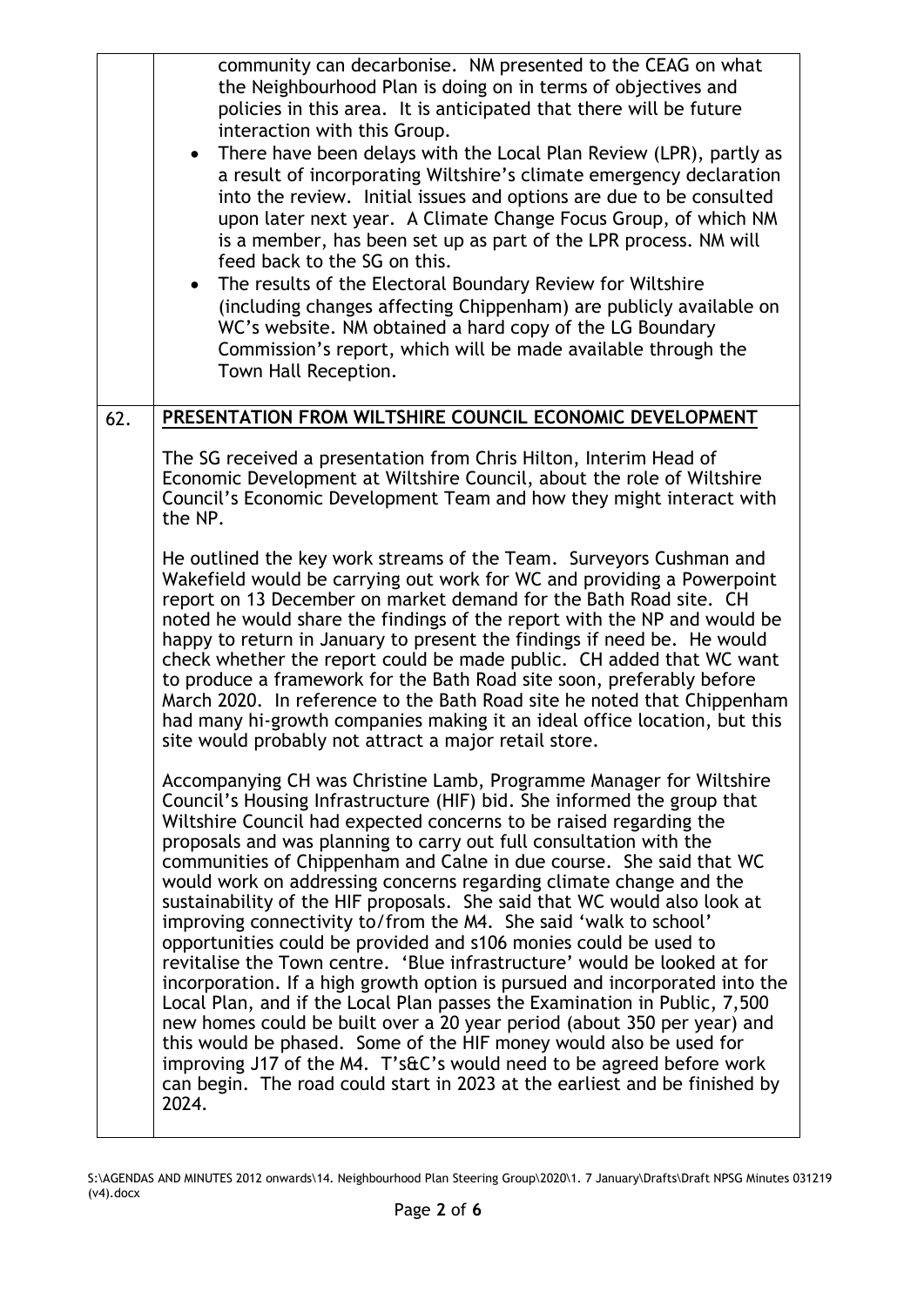community can decarbonise. NM presented to the CEAG on what the Neighbourhood Plan is doing on in terms of objectives and policies in this area. It is anticipated that there will be future interaction with this Group.

- There have been delays with the Local Plan Review (LPR), partly as a result of incorporating Wiltshire's climate emergency declaration into the review. Initial issues and options are due to be consulted upon later next year. A Climate Change Focus Group, of which NM is a member, has been set up as part of the LPR process. NM will feed back to the SG on this.
- The results of the Electoral Boundary Review for Wiltshire (including changes affecting Chippenham) are publicly available on WC's website. NM obtained a hard copy of the LG Boundary Commission's report, which will be made available through the Town Hall Reception.

## 62. PRESENTATION FROM WILTSHIRE COUNCIL ECONOMIC DEVELOPMENT

The SG received a presentation from Chris Hilton, Interim Head of Economic Development at Wiltshire Council, about the role of Wiltshire Council's Economic Development Team and how they might interact with the NP.

He outlined the key work streams of the Team. Surveyors Cushman and Wakefield would be carrying out work for WC and providing a Powerpoint report on 13 December on market demand for the Bath Road site. CH noted he would share the findings of the report with the NP and would be happy to return in January to present the findings if need be. He would check whether the report could be made public. CH added that WC want to produce a framework for the Bath Road site soon, preferably before March 2020. In reference to the Bath Road site he noted that Chippenham had many hi-growth companies making it an ideal office location, but this site would probably not attract a major retail store.

Accompanying CH was Christine Lamb, Programme Manager for Wiltshire Council's Housing Infrastructure (HIF) bid. She informed the group that Wiltshire Council had expected concerns to be raised regarding the proposals and was planning to carry out full consultation with the communities of Chippenham and Calne in due course. She said that WC would work on addressing concerns regarding climate change and the sustainability of the HIF proposals. She said that WC would also look at improving connectivity to/from the M4. She said 'walk to school' opportunities could be provided and s106 monies could be used to revitalise the Town centre. 'Blue infrastructure' would be looked at for incorporation. If a high growth option is pursued and incorporated into the Local Plan, and if the Local Plan passes the Examination in Public, 7,500 new homes could be built over a 20 year period (about 350 per year) and this would be phased. Some of the HIF money would also be used for improving J17 of the M4. T's&C's would need to be agreed before work can begin. The road could start in 2023 at the earliest and be finished by 2024.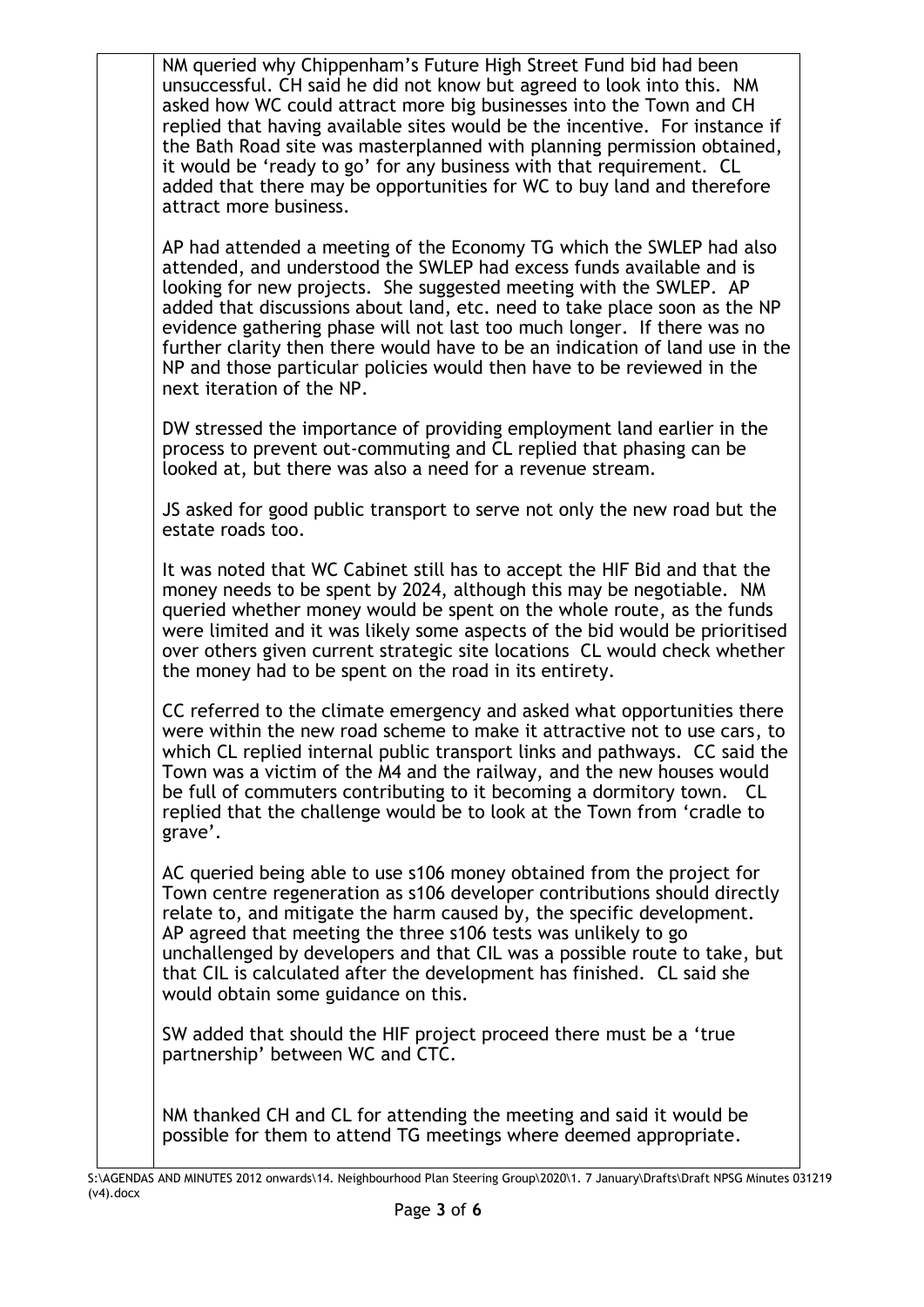NM queried why Chippenham's Future High Street Fund bid had been unsuccessful. CH said he did not know but agreed to look into this. NM asked how WC could attract more big businesses into the Town and CH replied that having available sites would be the incentive. For instance if the Bath Road site was masterplanned with planning permission obtained, it would be 'ready to go' for any business with that requirement. CL added that there may be opportunities for WC to buy land and therefore attract more business.

AP had attended a meeting of the Economy TG which the SWLEP had also attended, and understood the SWLEP had excess funds available and is looking for new projects. She suggested meeting with the SWLEP. AP added that discussions about land, etc. need to take place soon as the NP evidence gathering phase will not last too much longer. If there was no further clarity then there would have to be an indication of land use in the NP and those particular policies would then have to be reviewed in the next iteration of the NP.

DW stressed the importance of providing employment land earlier in the process to prevent out-commuting and CL replied that phasing can be looked at, but there was also a need for a revenue stream.

JS asked for good public transport to serve not only the new road but the estate roads too.

It was noted that WC Cabinet still has to accept the HIF Bid and that the money needs to be spent by 2024, although this may be negotiable. NM queried whether money would be spent on the whole route, as the funds were limited and it was likely some aspects of the bid would be prioritised over others given current strategic site locations CL would check whether the money had to be spent on the road in its entirety.

CC referred to the climate emergency and asked what opportunities there were within the new road scheme to make it attractive not to use cars, to which CL replied internal public transport links and pathways. CC said the Town was a victim of the M4 and the railway, and the new houses would be full of commuters contributing to it becoming a dormitory town. CL replied that the challenge would be to look at the Town from 'cradle to grave'.

AC queried being able to use s106 money obtained from the project for Town centre regeneration as s106 developer contributions should directly relate to, and mitigate the harm caused by, the specific development. AP agreed that meeting the three s106 tests was unlikely to go unchallenged by developers and that CIL was a possible route to take, but that CIL is calculated after the development has finished. CL said she would obtain some guidance on this.

SW added that should the HIF project proceed there must be a 'true partnership' between WC and CTC.

NM thanked CH and CL for attending the meeting and said it would be possible for them to attend TG meetings where deemed appropriate.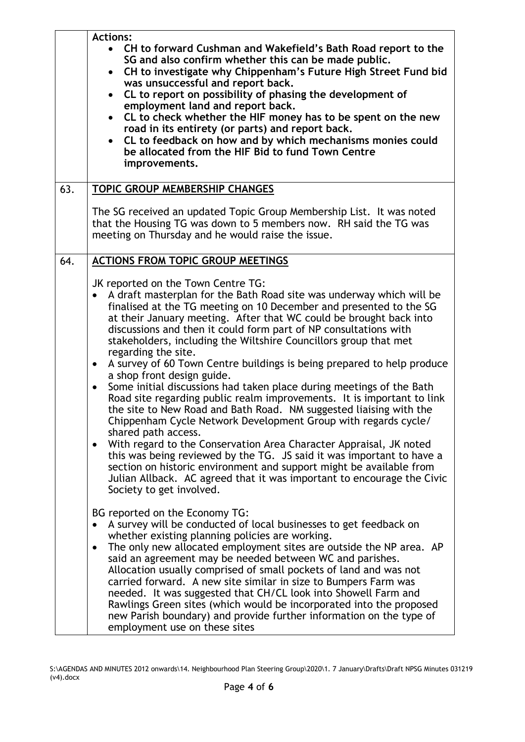| | |
|---|---|
| | **Actions:**<br>• **CH to forward Cushman and Wakefield's Bath Road report to the SG and also confirm whether this can be made public.**<br>• **CH to investigate why Chippenham's Future High Street Fund bid was unsuccessful and report back.**<br>• **CL to report on possibility of phasing the development of employment land and report back.**<br>• **CL to check whether the HIF money has to be spent on the new road in its entirety (or parts) and report back.**<br>• **CL to feedback on how and by which mechanisms monies could be allocated from the HIF Bid to fund Town Centre improvements.** |
| 63. | **TOPIC GROUP MEMBERSHIP CHANGES**<br><br>The SG received an updated Topic Group Membership List. It was noted that the Housing TG was down to 5 members now. RH said the TG was meeting on Thursday and he would raise the issue. |
| 64. | **ACTIONS FROM TOPIC GROUP MEETINGS**<br><br>JK reported on the Town Centre TG:<br>• A draft masterplan for the Bath Road site was underway which will be finalised at the TG meeting on 10 December and presented to the SG at their January meeting. After that WC could be brought back into discussions and then it could form part of NP consultations with stakeholders, including the Wiltshire Councillors group that met regarding the site.<br>• A survey of 60 Town Centre buildings is being prepared to help produce a shop front design guide.<br>• Some initial discussions had taken place during meetings of the Bath Road site regarding public realm improvements. It is important to link the site to New Road and Bath Road. NM suggested liaising with the Chippenham Cycle Network Development Group with regards cycle/ shared path access.<br>• With regard to the Conservation Area Character Appraisal, JK noted this was being reviewed by the TG. JS said it was important to have a section on historic environment and support might be available from Julian Allback. AC agreed that it was important to encourage the Civic Society to get involved.<br><br>BG reported on the Economy TG:<br>• A survey will be conducted of local businesses to get feedback on whether existing planning policies are working.<br>• The only new allocated employment sites are outside the NP area. AP said an agreement may be needed between WC and parishes. Allocation usually comprised of small pockets of land and was not carried forward. A new site similar in size to Bumpers Farm was needed. It was suggested that CH/CL look into Showell Farm and Rawlings Green sites (which would be incorporated into the proposed new Parish boundary) and provide further information on the type of employment use on these sites |

S:\AGENDAS AND MINUTES 2012 onwards\14. Neighbourhood Plan Steering Group\2020\1. 7 January\Drafts\Draft NPSG Minutes 031219 (v4).docx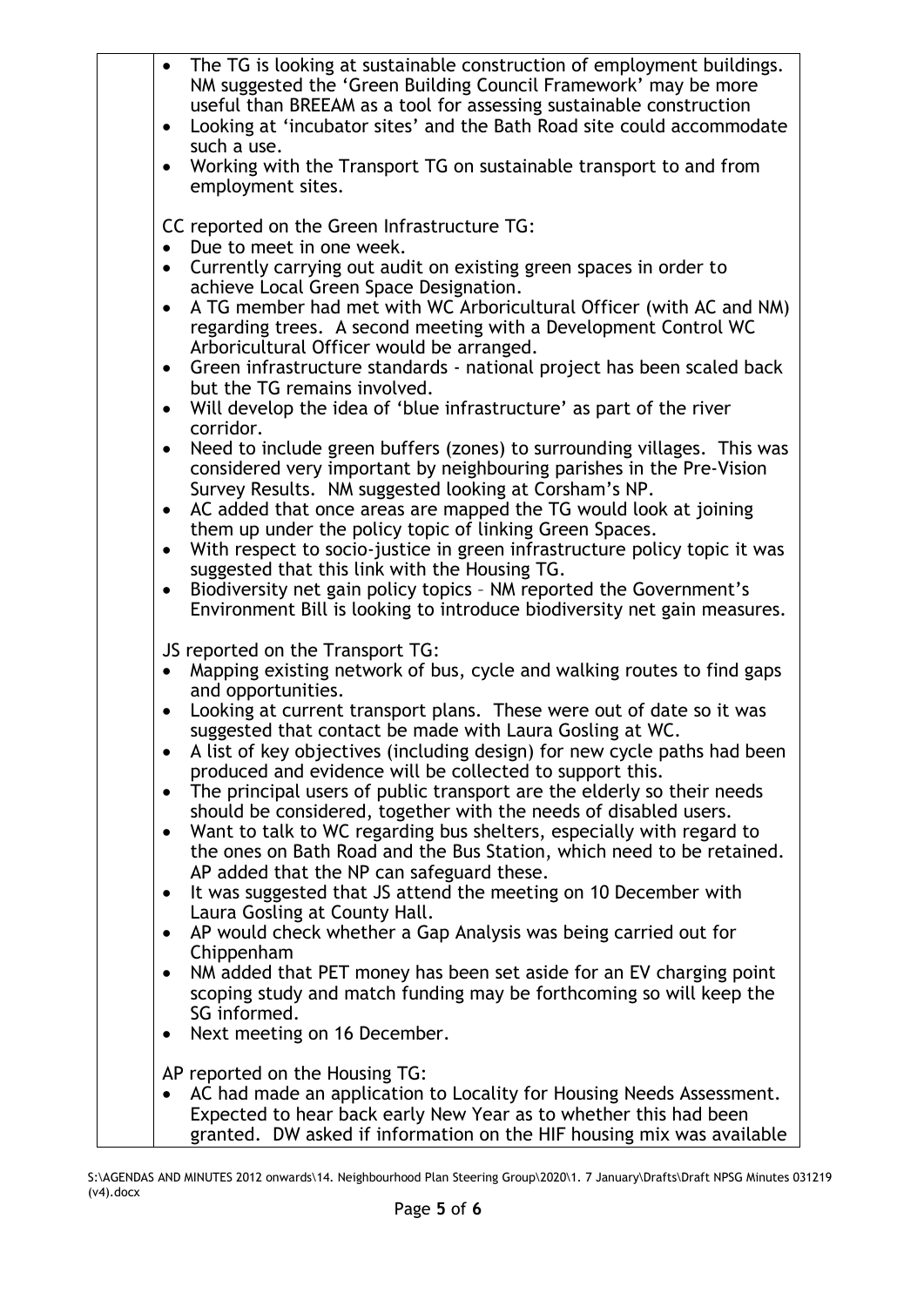- The TG is looking at sustainable construction of employment buildings. NM suggested the 'Green Building Council Framework' may be more useful than BREEAM as a tool for assessing sustainable construction
- Looking at 'incubator sites' and the Bath Road site could accommodate such a use.
- Working with the Transport TG on sustainable transport to and from employment sites.

CC reported on the Green Infrastructure TG:

- Due to meet in one week.
- Currently carrying out audit on existing green spaces in order to achieve Local Green Space Designation.
- A TG member had met with WC Arboricultural Officer (with AC and NM) regarding trees. A second meeting with a Development Control WC Arboricultural Officer would be arranged.
- Green infrastructure standards - national project has been scaled back but the TG remains involved.
- Will develop the idea of 'blue infrastructure' as part of the river corridor.
- Need to include green buffers (zones) to surrounding villages. This was considered very important by neighbouring parishes in the Pre-Vision Survey Results. NM suggested looking at Corsham's NP.
- AC added that once areas are mapped the TG would look at joining them up under the policy topic of linking Green Spaces.
- With respect to socio-justice in green infrastructure policy topic it was suggested that this link with the Housing TG.
- Biodiversity net gain policy topics – NM reported the Government's Environment Bill is looking to introduce biodiversity net gain measures.

JS reported on the Transport TG:

- Mapping existing network of bus, cycle and walking routes to find gaps and opportunities.
- Looking at current transport plans. These were out of date so it was suggested that contact be made with Laura Gosling at WC.
- A list of key objectives (including design) for new cycle paths had been produced and evidence will be collected to support this.
- The principal users of public transport are the elderly so their needs should be considered, together with the needs of disabled users.
- Want to talk to WC regarding bus shelters, especially with regard to the ones on Bath Road and the Bus Station, which need to be retained. AP added that the NP can safeguard these.
- It was suggested that JS attend the meeting on 10 December with Laura Gosling at County Hall.
- AP would check whether a Gap Analysis was being carried out for Chippenham
- NM added that PET money has been set aside for an EV charging point scoping study and match funding may be forthcoming so will keep the SG informed.
- Next meeting on 16 December.

AP reported on the Housing TG:

- AC had made an application to Locality for Housing Needs Assessment. Expected to hear back early New Year as to whether this had been granted. DW asked if information on the HIF housing mix was available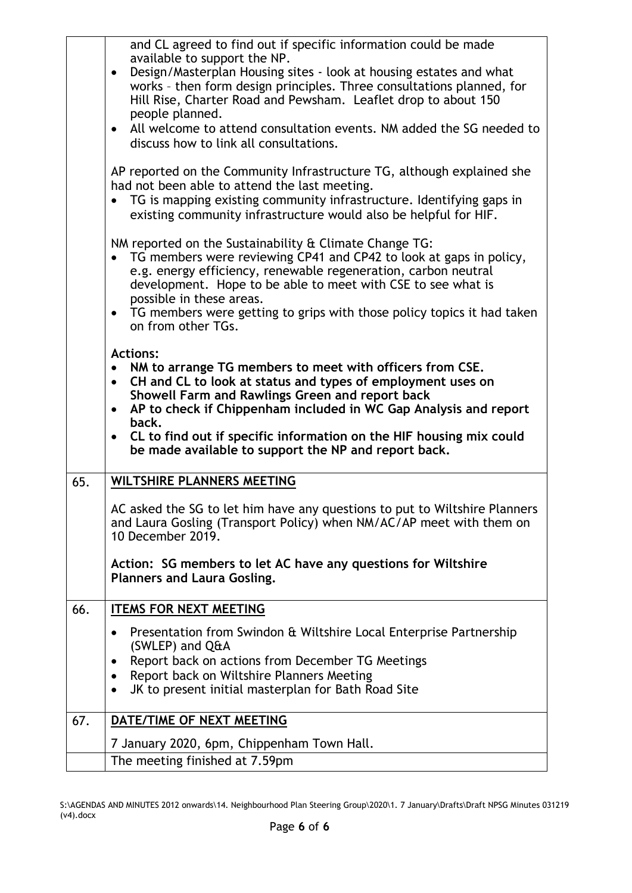| | |
|---|---|
| | and CL agreed to find out if specific information could be made available to support the NP.<br>• Design/Masterplan Housing sites - look at housing estates and what works – then form design principles. Three consultations planned, for Hill Rise, Charter Road and Pewsham. Leaflet drop to about 150 people planned.<br>• All welcome to attend consultation events. NM added the SG needed to discuss how to link all consultations.<br><br>AP reported on the Community Infrastructure TG, although explained she had not been able to attend the last meeting.<br>• TG is mapping existing community infrastructure. Identifying gaps in existing community infrastructure would also be helpful for HIF.<br><br>NM reported on the Sustainability & Climate Change TG:<br>• TG members were reviewing CP41 and CP42 to look at gaps in policy, e.g. energy efficiency, renewable regeneration, carbon neutral development. Hope to be able to meet with CSE to see what is possible in these areas.<br>• TG members were getting to grips with those policy topics it had taken on from other TGs.<br><br>**Actions:**<br>• **NM to arrange TG members to meet with officers from CSE.**<br>• **CH and CL to look at status and types of employment uses on Showell Farm and Rawlings Green and report back**<br>• **AP to check if Chippenham included in WC Gap Analysis and report back.**<br>• **CL to find out if specific information on the HIF housing mix could be made available to support the NP and report back.** |
| 65. | **WILTSHIRE PLANNERS MEETING**<br><br>AC asked the SG to let him have any questions to put to Wiltshire Planners and Laura Gosling (Transport Policy) when NM/AC/AP meet with them on 10 December 2019.<br><br>**Action: SG members to let AC have any questions for Wiltshire Planners and Laura Gosling.** |
| 66. | **ITEMS FOR NEXT MEETING**<br><br>• Presentation from Swindon & Wiltshire Local Enterprise Partnership (SWLEP) and Q&A<br>• Report back on actions from December TG Meetings<br>• Report back on Wiltshire Planners Meeting<br>• JK to present initial masterplan for Bath Road Site |
| 67. | **DATE/TIME OF NEXT MEETING**<br><br>7 January 2020, 6pm, Chippenham Town Hall. |
| | The meeting finished at 7.59pm |

S:\AGENDAS AND MINUTES 2012 onwards\14. Neighbourhood Plan Steering Group\2020\1. 7 January\Drafts\Draft NPSG Minutes 031219 (v4).docx